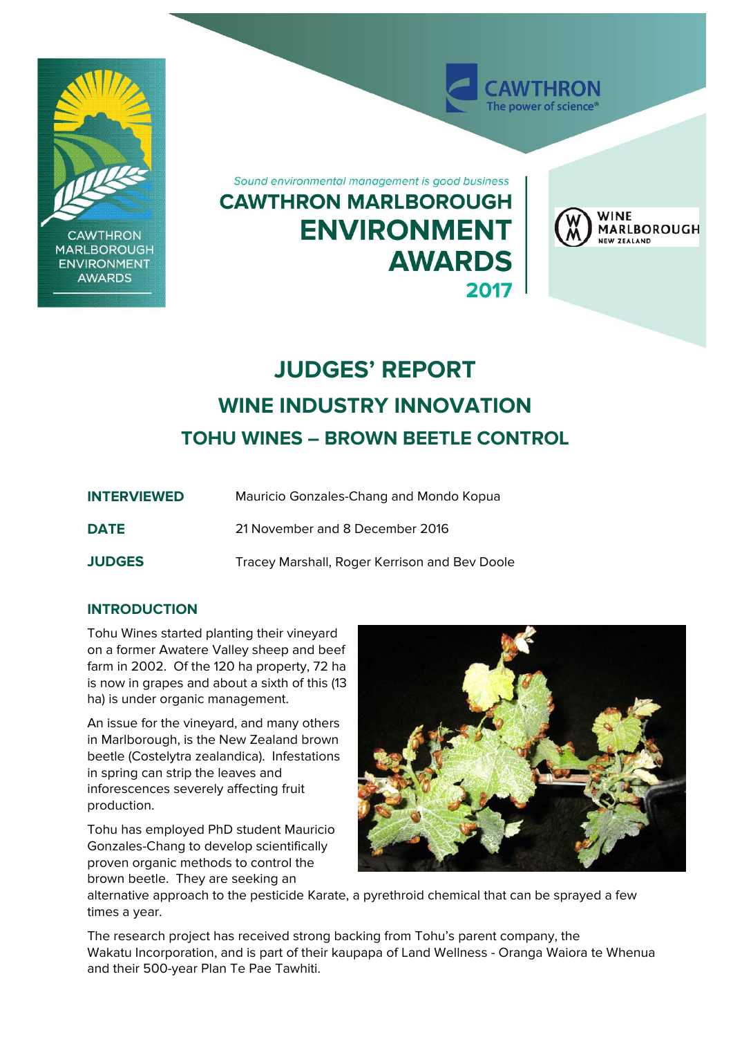*Sound environmental management is good business*

# CAWTHRON MARLBOROUGH ENVIRONMENT AWARDS 2017

# JUDGES' REPORT

## WINE INDUSTRY INNOVATION

## TOHU WINES – BROWN BEETLE CONTROL

| | |
|---|---|
| **INTERVIEWED** | Mauricio Gonzales-Chang and Mondo Kopua |
| **DATE** | 21 November and 8 December 2016 |
| **JUDGES** | Tracey Marshall, Roger Kerrison and Bev Doole |

### INTRODUCTION

Tohu Wines started planting their vineyard on a former Awatere Valley sheep and beef farm in 2002. Of the 120 ha property, 72 ha is now in grapes and about a sixth of this (13 ha) is under organic management.

An issue for the vineyard, and many others in Marlborough, is the New Zealand brown beetle (Costelytra zealandica). Infestations in spring can strip the leaves and inforescences severely affecting fruit production.

Tohu has employed PhD student Mauricio Gonzales-Chang to develop scientifically proven organic methods to control the brown beetle. They are seeking an alternative approach to the pesticide Karate, a pyrethroid chemical that can be sprayed a few times a year.

The research project has received strong backing from Tohu's parent company, the Wakatu Incorporation, and is part of their kaupapa of Land Wellness - Oranga Waiora te Whenua and their 500-year Plan Te Pae Tawhiti.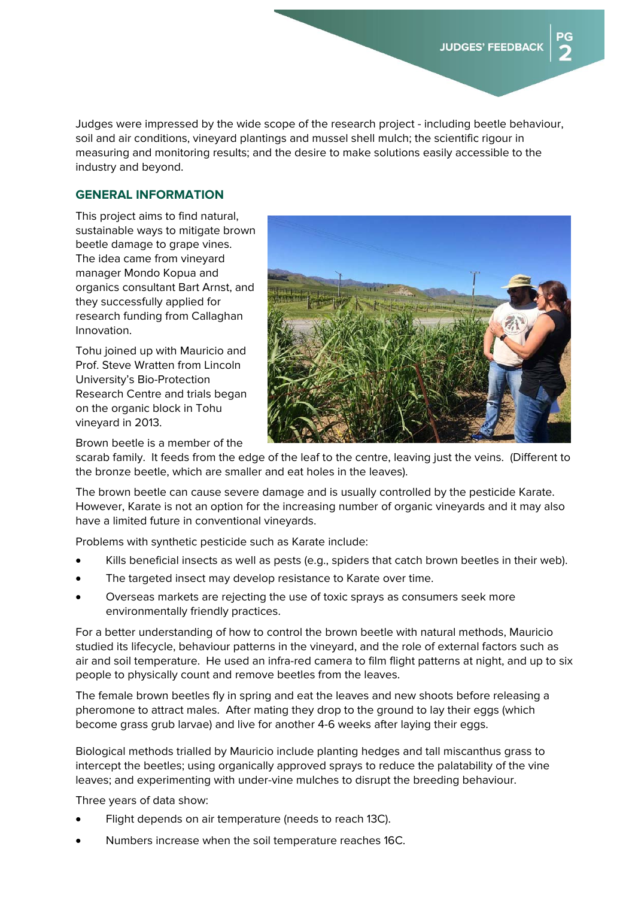Judges were impressed by the wide scope of the research project - including beetle behaviour, soil and air conditions, vineyard plantings and mussel shell mulch; the scientific rigour in measuring and monitoring results; and the desire to make solutions easily accessible to the industry and beyond.

## GENERAL INFORMATION

This project aims to find natural, sustainable ways to mitigate brown beetle damage to grape vines. The idea came from vineyard manager Mondo Kopua and organics consultant Bart Arnst, and they successfully applied for research funding from Callaghan Innovation.

Tohu joined up with Mauricio and Prof. Steve Wratten from Lincoln University's Bio-Protection Research Centre and trials began on the organic block in Tohu vineyard in 2013.

Brown beetle is a member of the scarab family. It feeds from the edge of the leaf to the centre, leaving just the veins. (Different to the bronze beetle, which are smaller and eat holes in the leaves).

The brown beetle can cause severe damage and is usually controlled by the pesticide Karate. However, Karate is not an option for the increasing number of organic vineyards and it may also have a limited future in conventional vineyards.

Problems with synthetic pesticide such as Karate include:

- Kills beneficial insects as well as pests (e.g., spiders that catch brown beetles in their web).
- The targeted insect may develop resistance to Karate over time.
- Overseas markets are rejecting the use of toxic sprays as consumers seek more environmentally friendly practices.

For a better understanding of how to control the brown beetle with natural methods, Mauricio studied its lifecycle, behaviour patterns in the vineyard, and the role of external factors such as air and soil temperature. He used an infra-red camera to film flight patterns at night, and up to six people to physically count and remove beetles from the leaves.

The female brown beetles fly in spring and eat the leaves and new shoots before releasing a pheromone to attract males. After mating they drop to the ground to lay their eggs (which become grass grub larvae) and live for another 4-6 weeks after laying their eggs.

Biological methods trialled by Mauricio include planting hedges and tall miscanthus grass to intercept the beetles; using organically approved sprays to reduce the palatability of the vine leaves; and experimenting with under-vine mulches to disrupt the breeding behaviour.

Three years of data show:

- Flight depends on air temperature (needs to reach 13C).
- Numbers increase when the soil temperature reaches 16C.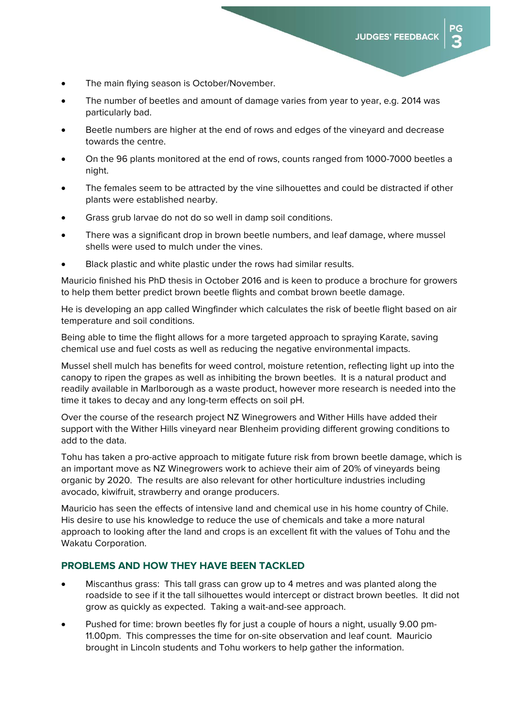- The main flying season is October/November.
- The number of beetles and amount of damage varies from year to year, e.g. 2014 was particularly bad.
- Beetle numbers are higher at the end of rows and edges of the vineyard and decrease towards the centre.
- On the 96 plants monitored at the end of rows, counts ranged from 1000-7000 beetles a night.
- The females seem to be attracted by the vine silhouettes and could be distracted if other plants were established nearby.
- Grass grub larvae do not do so well in damp soil conditions.
- There was a significant drop in brown beetle numbers, and leaf damage, where mussel shells were used to mulch under the vines.
- Black plastic and white plastic under the rows had similar results.

Mauricio finished his PhD thesis in October 2016 and is keen to produce a brochure for growers to help them better predict brown beetle flights and combat brown beetle damage.

He is developing an app called Wingfinder which calculates the risk of beetle flight based on air temperature and soil conditions.

Being able to time the flight allows for a more targeted approach to spraying Karate, saving chemical use and fuel costs as well as reducing the negative environmental impacts.

Mussel shell mulch has benefits for weed control, moisture retention, reflecting light up into the canopy to ripen the grapes as well as inhibiting the brown beetles. It is a natural product and readily available in Marlborough as a waste product, however more research is needed into the time it takes to decay and any long-term effects on soil pH.

Over the course of the research project NZ Winegrowers and Wither Hills have added their support with the Wither Hills vineyard near Blenheim providing different growing conditions to add to the data.

Tohu has taken a pro-active approach to mitigate future risk from brown beetle damage, which is an important move as NZ Winegrowers work to achieve their aim of 20% of vineyards being organic by 2020. The results are also relevant for other horticulture industries including avocado, kiwifruit, strawberry and orange producers.

Mauricio has seen the effects of intensive land and chemical use in his home country of Chile. His desire to use his knowledge to reduce the use of chemicals and take a more natural approach to looking after the land and crops is an excellent fit with the values of Tohu and the Wakatu Corporation.

## PROBLEMS AND HOW THEY HAVE BEEN TACKLED

- Miscanthus grass: This tall grass can grow up to 4 metres and was planted along the roadside to see if it the tall silhouettes would intercept or distract brown beetles. It did not grow as quickly as expected. Taking a wait-and-see approach.
- Pushed for time: brown beetles fly for just a couple of hours a night, usually 9.00 pm-11.00pm. This compresses the time for on-site observation and leaf count. Mauricio brought in Lincoln students and Tohu workers to help gather the information.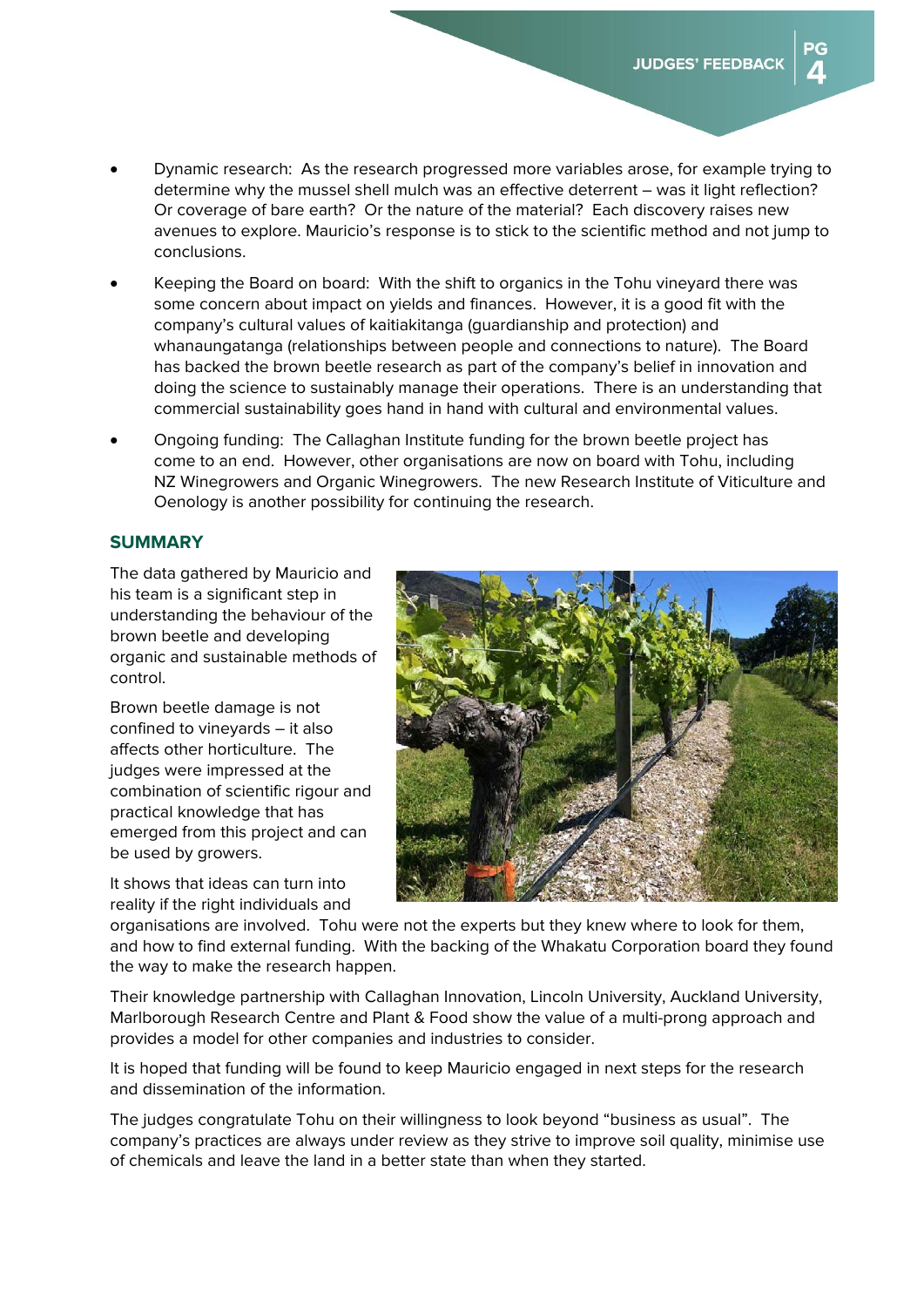- Dynamic research: As the research progressed more variables arose, for example trying to determine why the mussel shell mulch was an effective deterrent – was it light reflection? Or coverage of bare earth? Or the nature of the material? Each discovery raises new avenues to explore. Mauricio's response is to stick to the scientific method and not jump to conclusions.
- Keeping the Board on board: With the shift to organics in the Tohu vineyard there was some concern about impact on yields and finances. However, it is a good fit with the company's cultural values of kaitiakitanga (guardianship and protection) and whanaungatanga (relationships between people and connections to nature). The Board has backed the brown beetle research as part of the company's belief in innovation and doing the science to sustainably manage their operations. There is an understanding that commercial sustainability goes hand in hand with cultural and environmental values.
- Ongoing funding: The Callaghan Institute funding for the brown beetle project has come to an end. However, other organisations are now on board with Tohu, including NZ Winegrowers and Organic Winegrowers. The new Research Institute of Viticulture and Oenology is another possibility for continuing the research.

## SUMMARY

The data gathered by Mauricio and his team is a significant step in understanding the behaviour of the brown beetle and developing organic and sustainable methods of control.

Brown beetle damage is not confined to vineyards – it also affects other horticulture. The judges were impressed at the combination of scientific rigour and practical knowledge that has emerged from this project and can be used by growers.

It shows that ideas can turn into reality if the right individuals and organisations are involved. Tohu were not the experts but they knew where to look for them, and how to find external funding. With the backing of the Whakatu Corporation board they found the way to make the research happen.

Their knowledge partnership with Callaghan Innovation, Lincoln University, Auckland University, Marlborough Research Centre and Plant & Food show the value of a multi-prong approach and provides a model for other companies and industries to consider.

It is hoped that funding will be found to keep Mauricio engaged in next steps for the research and dissemination of the information.

The judges congratulate Tohu on their willingness to look beyond "business as usual". The company's practices are always under review as they strive to improve soil quality, minimise use of chemicals and leave the land in a better state than when they started.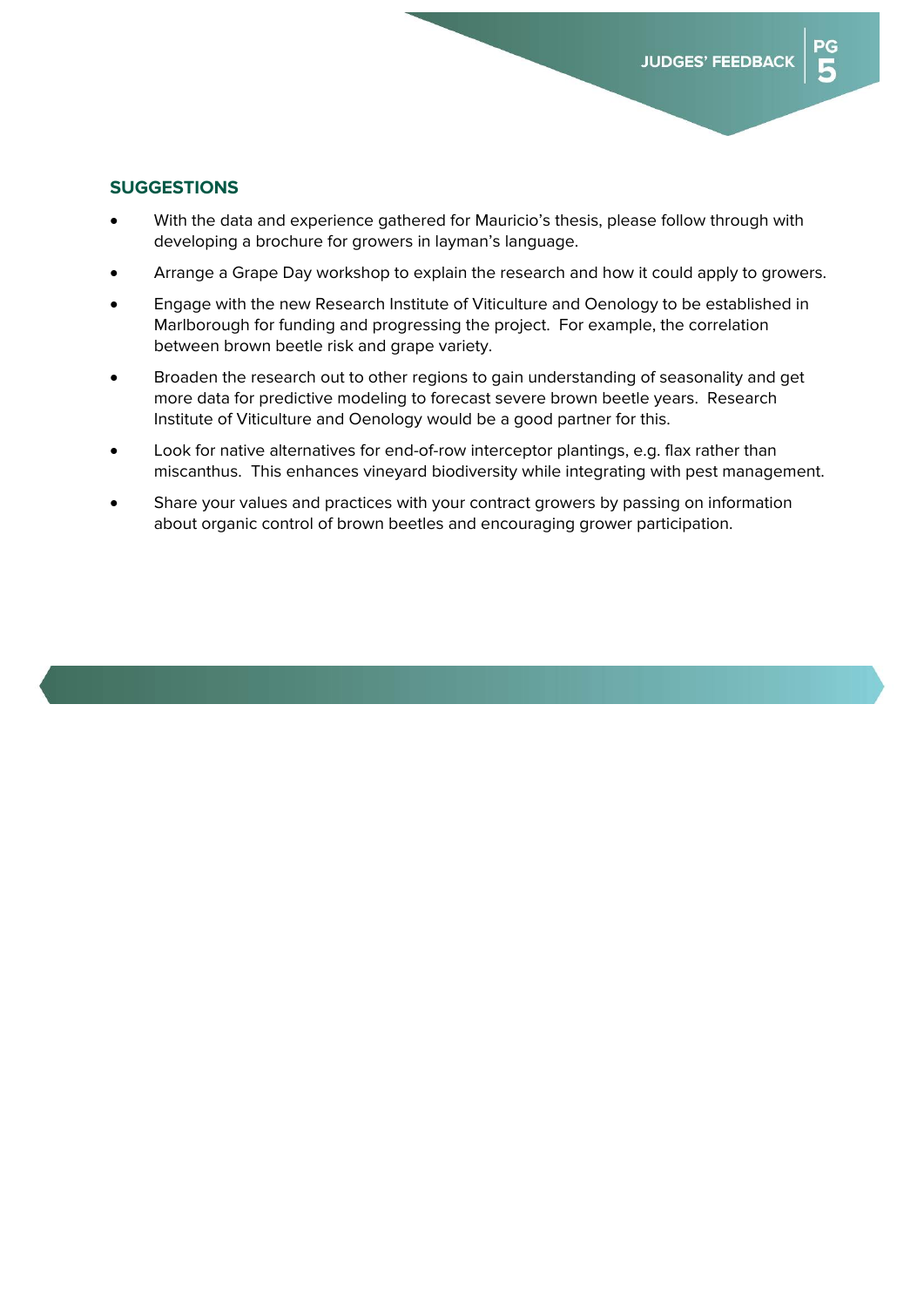## SUGGESTIONS

- With the data and experience gathered for Mauricio's thesis, please follow through with developing a brochure for growers in layman's language.
- Arrange a Grape Day workshop to explain the research and how it could apply to growers.
- Engage with the new Research Institute of Viticulture and Oenology to be established in Marlborough for funding and progressing the project. For example, the correlation between brown beetle risk and grape variety.
- Broaden the research out to other regions to gain understanding of seasonality and get more data for predictive modeling to forecast severe brown beetle years. Research Institute of Viticulture and Oenology would be a good partner for this.
- Look for native alternatives for end-of-row interceptor plantings, e.g. flax rather than miscanthus. This enhances vineyard biodiversity while integrating with pest management.
- Share your values and practices with your contract growers by passing on information about organic control of brown beetles and encouraging grower participation.